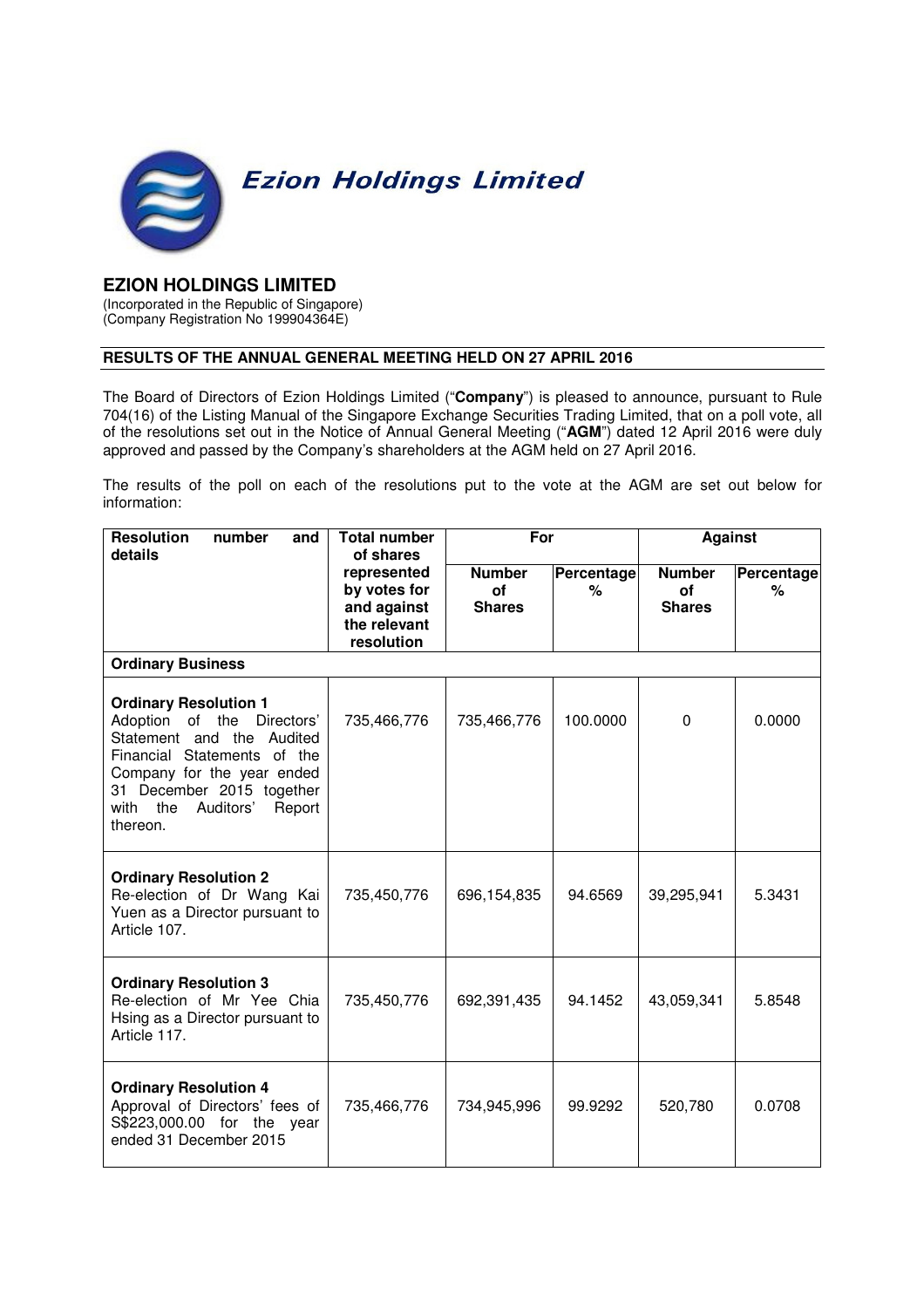*Ezion Holdings Limited*

# EZION HOLDINGS LIMITED

(Incorporated in the Republic of Singapore)
(Company Registration No 199904364E)

## RESULTS OF THE ANNUAL GENERAL MEETING HELD ON 27 APRIL 2016

The Board of Directors of Ezion Holdings Limited ("**Company**") is pleased to announce, pursuant to Rule 704(16) of the Listing Manual of the Singapore Exchange Securities Trading Limited, that on a poll vote, all of the resolutions set out in the Notice of Annual General Meeting ("**AGM**") dated 12 April 2016 were duly approved and passed by the Company's shareholders at the AGM held on 27 April 2016.

The results of the poll on each of the resolutions put to the vote at the AGM are set out below for information:

| Resolution number and details | Total number of shares represented by votes for and against the relevant resolution | For | | Against | |
|---|---|---|---|---|---|
| | | Number of Shares | Percentage % | Number of Shares | Percentage % |
| **Ordinary Business** | | | | | |
| **Ordinary Resolution 1** Adoption of the Directors' Statement and the Audited Financial Statements of the Company for the year ended 31 December 2015 together with the Auditors' Report thereon. | 735,466,776 | 735,466,776 | 100.0000 | 0 | 0.0000 |
| **Ordinary Resolution 2** Re-election of Dr Wang Kai Yuen as a Director pursuant to Article 107. | 735,450,776 | 696,154,835 | 94.6569 | 39,295,941 | 5.3431 |
| **Ordinary Resolution 3** Re-election of Mr Yee Chia Hsing as a Director pursuant to Article 117. | 735,450,776 | 692,391,435 | 94.1452 | 43,059,341 | 5.8548 |
| **Ordinary Resolution 4** Approval of Directors' fees of S$223,000.00 for the year ended 31 December 2015 | 735,466,776 | 734,945,996 | 99.9292 | 520,780 | 0.0708 |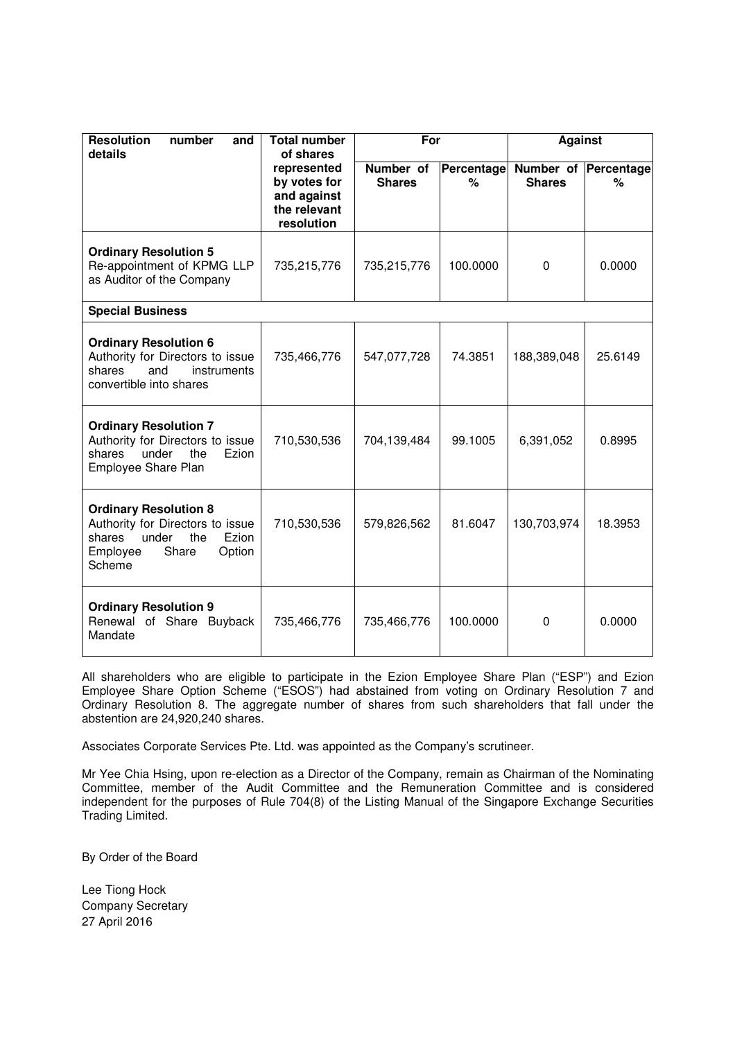| Resolution number and details | Total number of shares represented by votes for and against the relevant resolution | For | | Against | |
|---|---|---|---|---|---|
| | | Number of Shares | Percentage % | Number of Shares | Percentage % |
| **Ordinary Resolution 5** Re-appointment of KPMG LLP as Auditor of the Company | 735,215,776 | 735,215,776 | 100.0000 | 0 | 0.0000 |
| **Special Business** | | | | | |
| **Ordinary Resolution 6** Authority for Directors to issue shares and instruments convertible into shares | 735,466,776 | 547,077,728 | 74.3851 | 188,389,048 | 25.6149 |
| **Ordinary Resolution 7** Authority for Directors to issue shares under the Ezion Employee Share Plan | 710,530,536 | 704,139,484 | 99.1005 | 6,391,052 | 0.8995 |
| **Ordinary Resolution 8** Authority for Directors to issue shares under the Ezion Employee Share Option Scheme | 710,530,536 | 579,826,562 | 81.6047 | 130,703,974 | 18.3953 |
| **Ordinary Resolution 9** Renewal of Share Buyback Mandate | 735,466,776 | 735,466,776 | 100.0000 | 0 | 0.0000 |

All shareholders who are eligible to participate in the Ezion Employee Share Plan ("ESP") and Ezion Employee Share Option Scheme ("ESOS") had abstained from voting on Ordinary Resolution 7 and Ordinary Resolution 8. The aggregate number of shares from such shareholders that fall under the abstention are 24,920,240 shares.

Associates Corporate Services Pte. Ltd. was appointed as the Company's scrutineer.

Mr Yee Chia Hsing, upon re-election as a Director of the Company, remain as Chairman of the Nominating Committee, member of the Audit Committee and the Remuneration Committee and is considered independent for the purposes of Rule 704(8) of the Listing Manual of the Singapore Exchange Securities Trading Limited.

By Order of the Board

Lee Tiong Hock
Company Secretary
27 April 2016